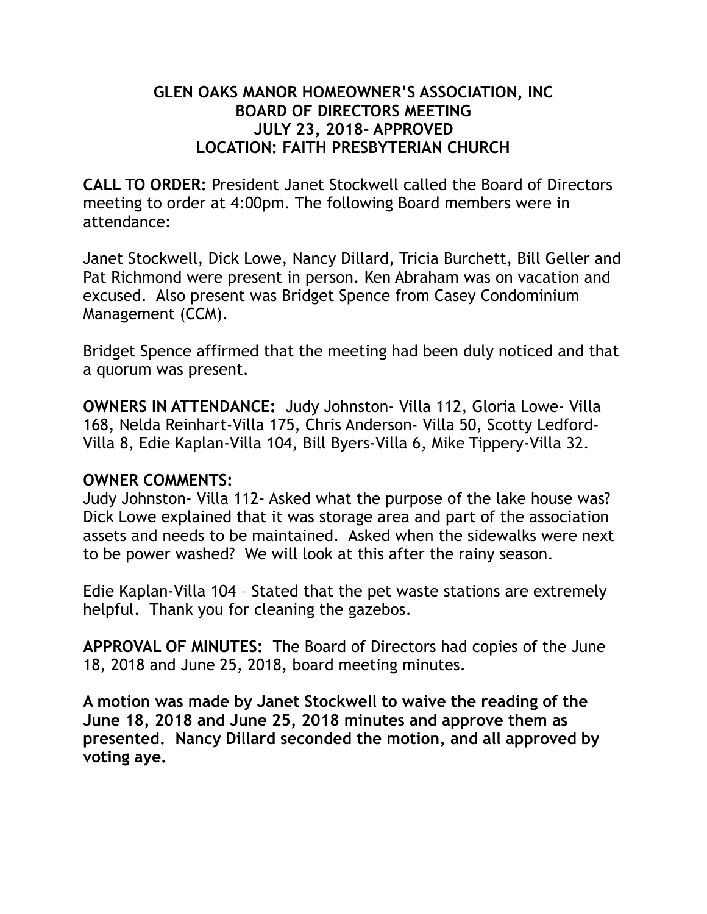# GLEN OAKS MANOR HOMEOWNER'S ASSOCIATION, INC
## BOARD OF DIRECTORS MEETING
## JULY 23, 2018- APPROVED
## LOCATION: FAITH PRESBYTERIAN CHURCH

**CALL TO ORDER:** President Janet Stockwell called the Board of Directors meeting to order at 4:00pm. The following Board members were in attendance:

Janet Stockwell, Dick Lowe, Nancy Dillard, Tricia Burchett, Bill Geller and Pat Richmond were present in person. Ken Abraham was on vacation and excused. Also present was Bridget Spence from Casey Condominium Management (CCM).

Bridget Spence affirmed that the meeting had been duly noticed and that a quorum was present.

**OWNERS IN ATTENDANCE:** Judy Johnston- Villa 112, Gloria Lowe- Villa 168, Nelda Reinhart-Villa 175, Chris Anderson- Villa 50, Scotty Ledford-Villa 8, Edie Kaplan-Villa 104, Bill Byers-Villa 6, Mike Tippery-Villa 32.

**OWNER COMMENTS:**

Judy Johnston- Villa 112- Asked what the purpose of the lake house was? Dick Lowe explained that it was storage area and part of the association assets and needs to be maintained. Asked when the sidewalks were next to be power washed? We will look at this after the rainy season.

Edie Kaplan-Villa 104 – Stated that the pet waste stations are extremely helpful. Thank you for cleaning the gazebos.

**APPROVAL OF MINUTES:** The Board of Directors had copies of the June 18, 2018 and June 25, 2018, board meeting minutes.

**A motion was made by Janet Stockwell to waive the reading of the June 18, 2018 and June 25, 2018 minutes and approve them as presented. Nancy Dillard seconded the motion, and all approved by voting aye.**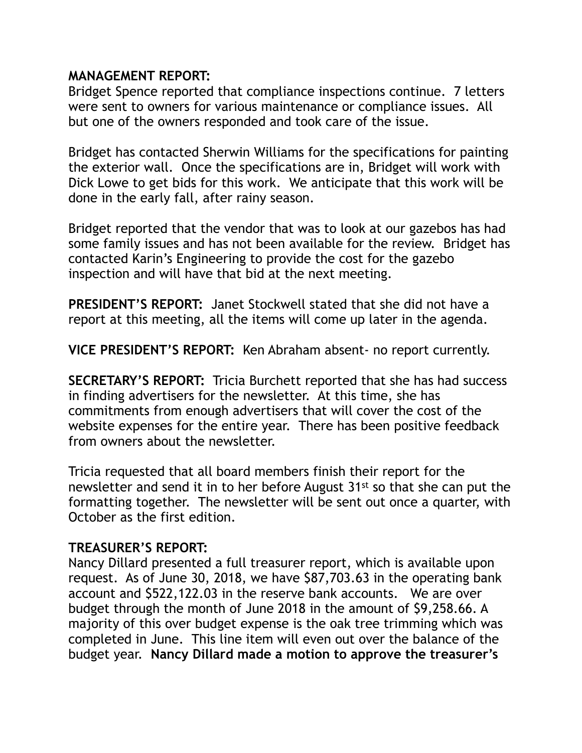**MANAGEMENT REPORT:**
Bridget Spence reported that compliance inspections continue. 7 letters were sent to owners for various maintenance or compliance issues. All but one of the owners responded and took care of the issue.

Bridget has contacted Sherwin Williams for the specifications for painting the exterior wall. Once the specifications are in, Bridget will work with Dick Lowe to get bids for this work. We anticipate that this work will be done in the early fall, after rainy season.

Bridget reported that the vendor that was to look at our gazebos has had some family issues and has not been available for the review. Bridget has contacted Karin's Engineering to provide the cost for the gazebo inspection and will have that bid at the next meeting.

**PRESIDENT'S REPORT:** Janet Stockwell stated that she did not have a report at this meeting, all the items will come up later in the agenda.

**VICE PRESIDENT'S REPORT:** Ken Abraham absent- no report currently.

**SECRETARY'S REPORT:** Tricia Burchett reported that she has had success in finding advertisers for the newsletter. At this time, she has commitments from enough advertisers that will cover the cost of the website expenses for the entire year. There has been positive feedback from owners about the newsletter.

Tricia requested that all board members finish their report for the newsletter and send it in to her before August 31st so that she can put the formatting together. The newsletter will be sent out once a quarter, with October as the first edition.

**TREASURER'S REPORT:**
Nancy Dillard presented a full treasurer report, which is available upon request. As of June 30, 2018, we have $87,703.63 in the operating bank account and $522,122.03 in the reserve bank accounts. We are over budget through the month of June 2018 in the amount of $9,258.66. A majority of this over budget expense is the oak tree trimming which was completed in June. This line item will even out over the balance of the budget year. **Nancy Dillard made a motion to approve the treasurer's**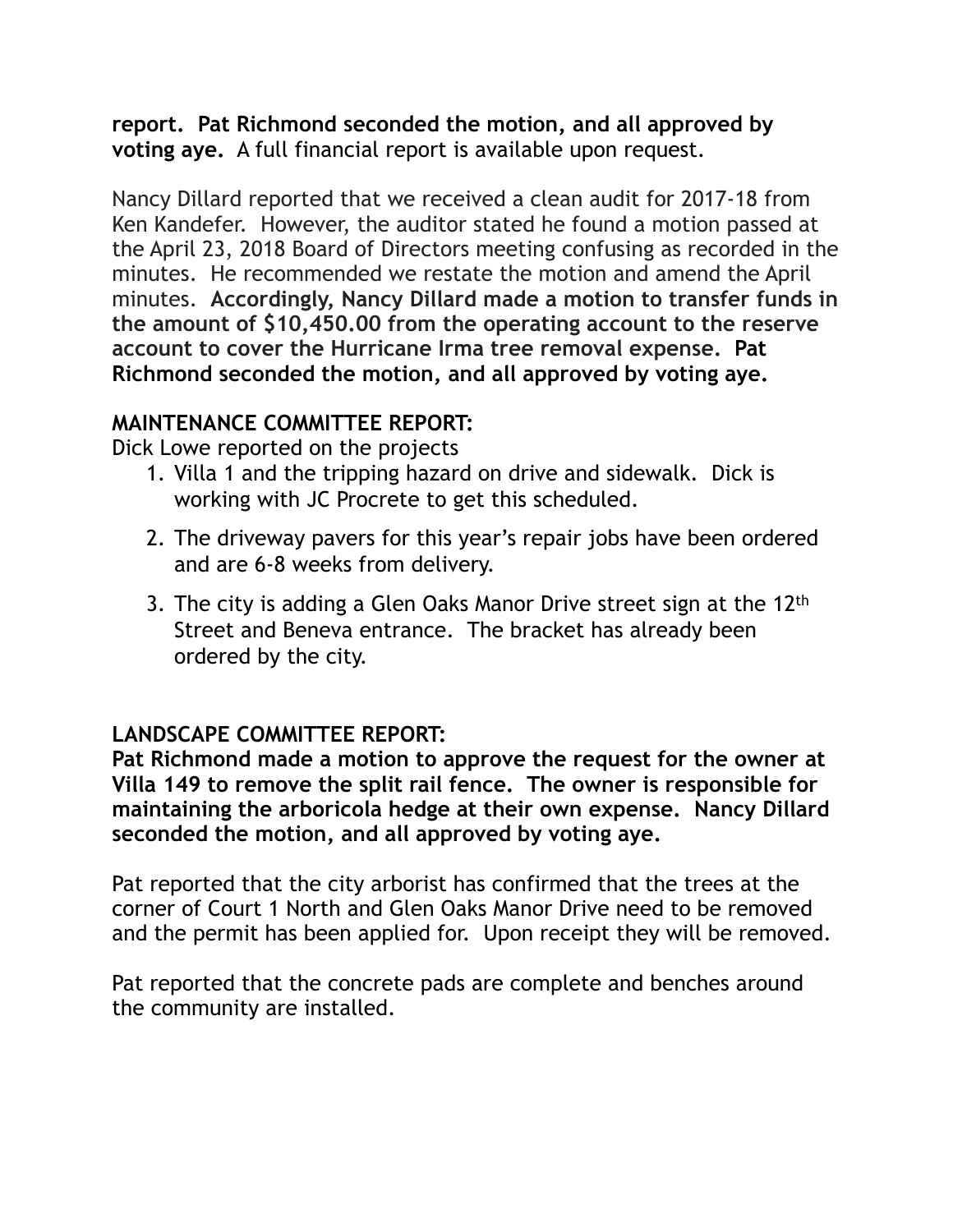**report. Pat Richmond seconded the motion, and all approved by voting aye.** A full financial report is available upon request.

Nancy Dillard reported that we received a clean audit for 2017-18 from Ken Kandefer. However, the auditor stated he found a motion passed at the April 23, 2018 Board of Directors meeting confusing as recorded in the minutes. He recommended we restate the motion and amend the April minutes. **Accordingly, Nancy Dillard made a motion to transfer funds in the amount of $10,450.00 from the operating account to the reserve account to cover the Hurricane Irma tree removal expense. Pat Richmond seconded the motion, and all approved by voting aye.**

**MAINTENANCE COMMITTEE REPORT:**

Dick Lowe reported on the projects

1. Villa 1 and the tripping hazard on drive and sidewalk. Dick is working with JC Procrete to get this scheduled.
2. The driveway pavers for this year's repair jobs have been ordered and are 6-8 weeks from delivery.
3. The city is adding a Glen Oaks Manor Drive street sign at the 12th Street and Beneva entrance. The bracket has already been ordered by the city.

**LANDSCAPE COMMITTEE REPORT:**

**Pat Richmond made a motion to approve the request for the owner at Villa 149 to remove the split rail fence. The owner is responsible for maintaining the arboricola hedge at their own expense. Nancy Dillard seconded the motion, and all approved by voting aye.**

Pat reported that the city arborist has confirmed that the trees at the corner of Court 1 North and Glen Oaks Manor Drive need to be removed and the permit has been applied for. Upon receipt they will be removed.

Pat reported that the concrete pads are complete and benches around the community are installed.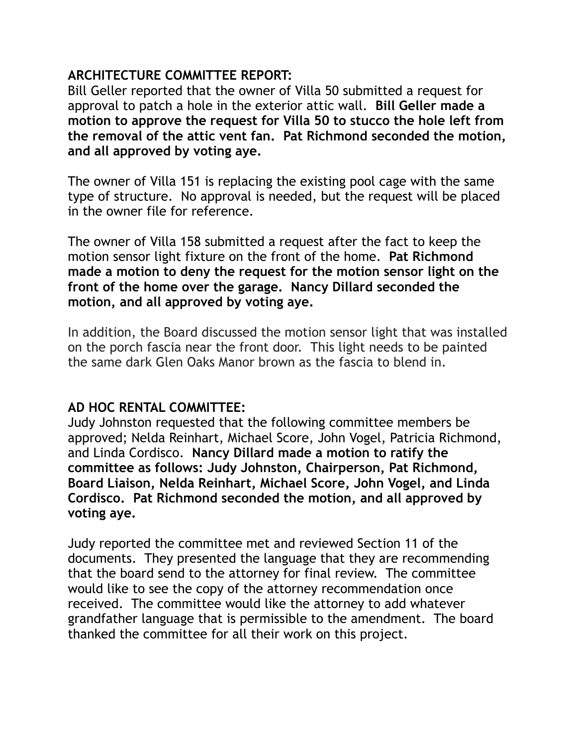**ARCHITECTURE COMMITTEE REPORT:**

Bill Geller reported that the owner of Villa 50 submitted a request for approval to patch a hole in the exterior attic wall. **Bill Geller made a motion to approve the request for Villa 50 to stucco the hole left from the removal of the attic vent fan. Pat Richmond seconded the motion, and all approved by voting aye.**

The owner of Villa 151 is replacing the existing pool cage with the same type of structure. No approval is needed, but the request will be placed in the owner file for reference.

The owner of Villa 158 submitted a request after the fact to keep the motion sensor light fixture on the front of the home. **Pat Richmond made a motion to deny the request for the motion sensor light on the front of the home over the garage. Nancy Dillard seconded the motion, and all approved by voting aye.**

In addition, the Board discussed the motion sensor light that was installed on the porch fascia near the front door. This light needs to be painted the same dark Glen Oaks Manor brown as the fascia to blend in.

**AD HOC RENTAL COMMITTEE:**

Judy Johnston requested that the following committee members be approved; Nelda Reinhart, Michael Score, John Vogel, Patricia Richmond, and Linda Cordisco. **Nancy Dillard made a motion to ratify the committee as follows: Judy Johnston, Chairperson, Pat Richmond, Board Liaison, Nelda Reinhart, Michael Score, John Vogel, and Linda Cordisco. Pat Richmond seconded the motion, and all approved by voting aye.**

Judy reported the committee met and reviewed Section 11 of the documents. They presented the language that they are recommending that the board send to the attorney for final review. The committee would like to see the copy of the attorney recommendation once received. The committee would like the attorney to add whatever grandfather language that is permissible to the amendment. The board thanked the committee for all their work on this project.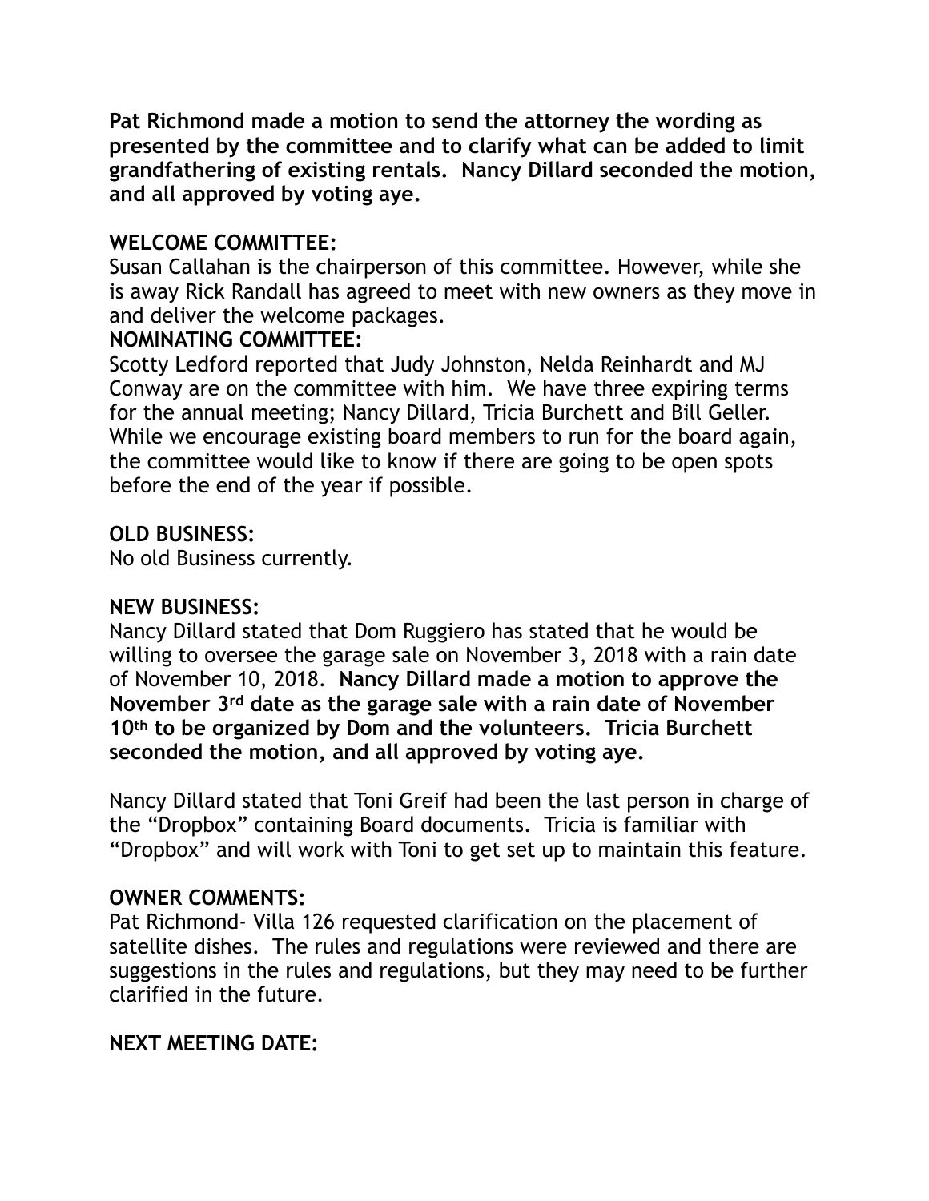**Pat Richmond made a motion to send the attorney the wording as presented by the committee and to clarify what can be added to limit grandfathering of existing rentals. Nancy Dillard seconded the motion, and all approved by voting aye.**

**WELCOME COMMITTEE:**

Susan Callahan is the chairperson of this committee. However, while she is away Rick Randall has agreed to meet with new owners as they move in and deliver the welcome packages.

**NOMINATING COMMITTEE:**

Scotty Ledford reported that Judy Johnston, Nelda Reinhardt and MJ Conway are on the committee with him. We have three expiring terms for the annual meeting; Nancy Dillard, Tricia Burchett and Bill Geller. While we encourage existing board members to run for the board again, the committee would like to know if there are going to be open spots before the end of the year if possible.

**OLD BUSINESS:**

No old Business currently.

**NEW BUSINESS:**

Nancy Dillard stated that Dom Ruggiero has stated that he would be willing to oversee the garage sale on November 3, 2018 with a rain date of November 10, 2018. **Nancy Dillard made a motion to approve the November 3rd date as the garage sale with a rain date of November 10th to be organized by Dom and the volunteers. Tricia Burchett seconded the motion, and all approved by voting aye.**

Nancy Dillard stated that Toni Greif had been the last person in charge of the "Dropbox" containing Board documents. Tricia is familiar with "Dropbox" and will work with Toni to get set up to maintain this feature.

**OWNER COMMENTS:**

Pat Richmond- Villa 126 requested clarification on the placement of satellite dishes. The rules and regulations were reviewed and there are suggestions in the rules and regulations, but they may need to be further clarified in the future.

**NEXT MEETING DATE:**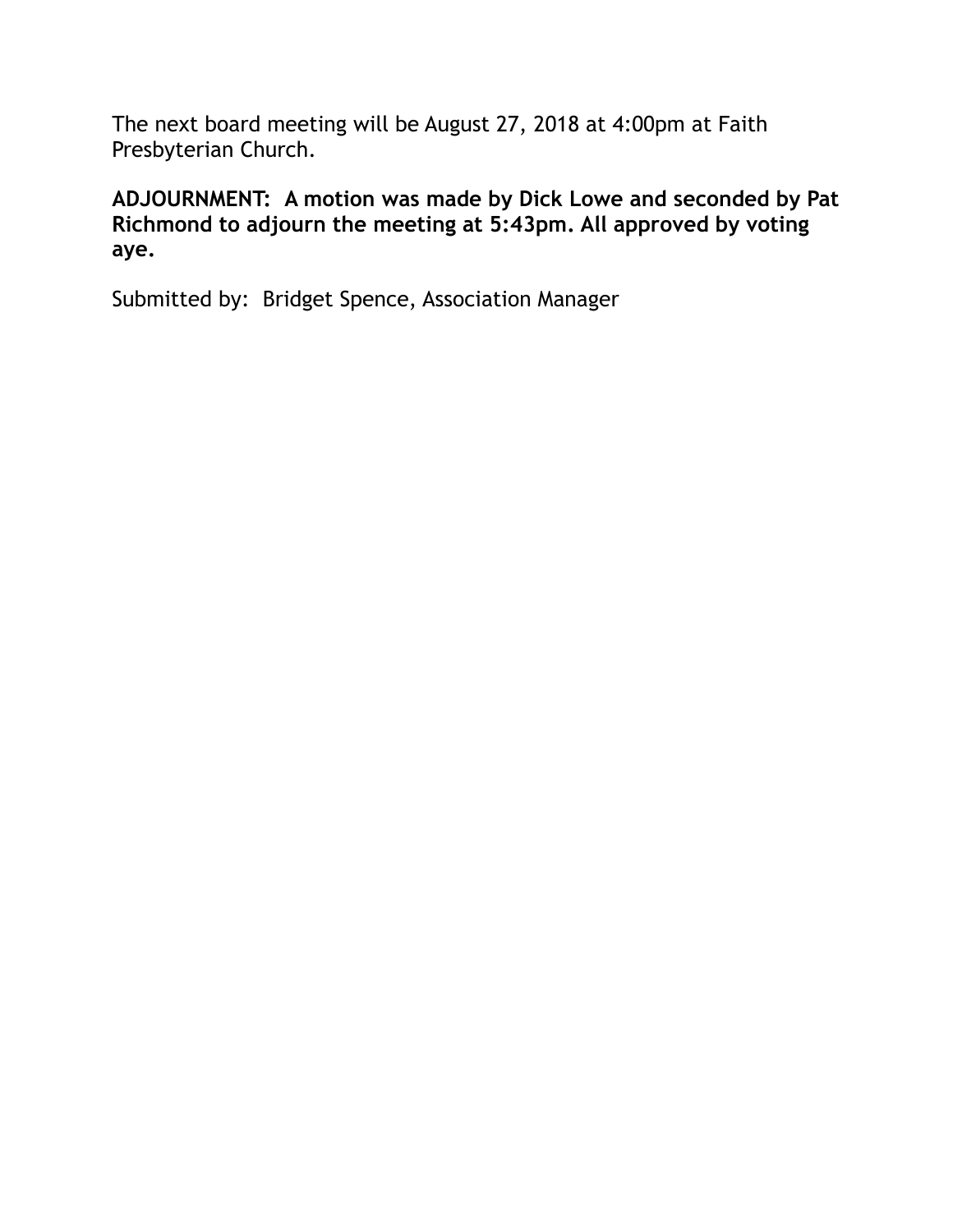The next board meeting will be August 27, 2018 at 4:00pm at Faith Presbyterian Church.

**ADJOURNMENT: A motion was made by Dick Lowe and seconded by Pat Richmond to adjourn the meeting at 5:43pm. All approved by voting aye.**

Submitted by: Bridget Spence, Association Manager